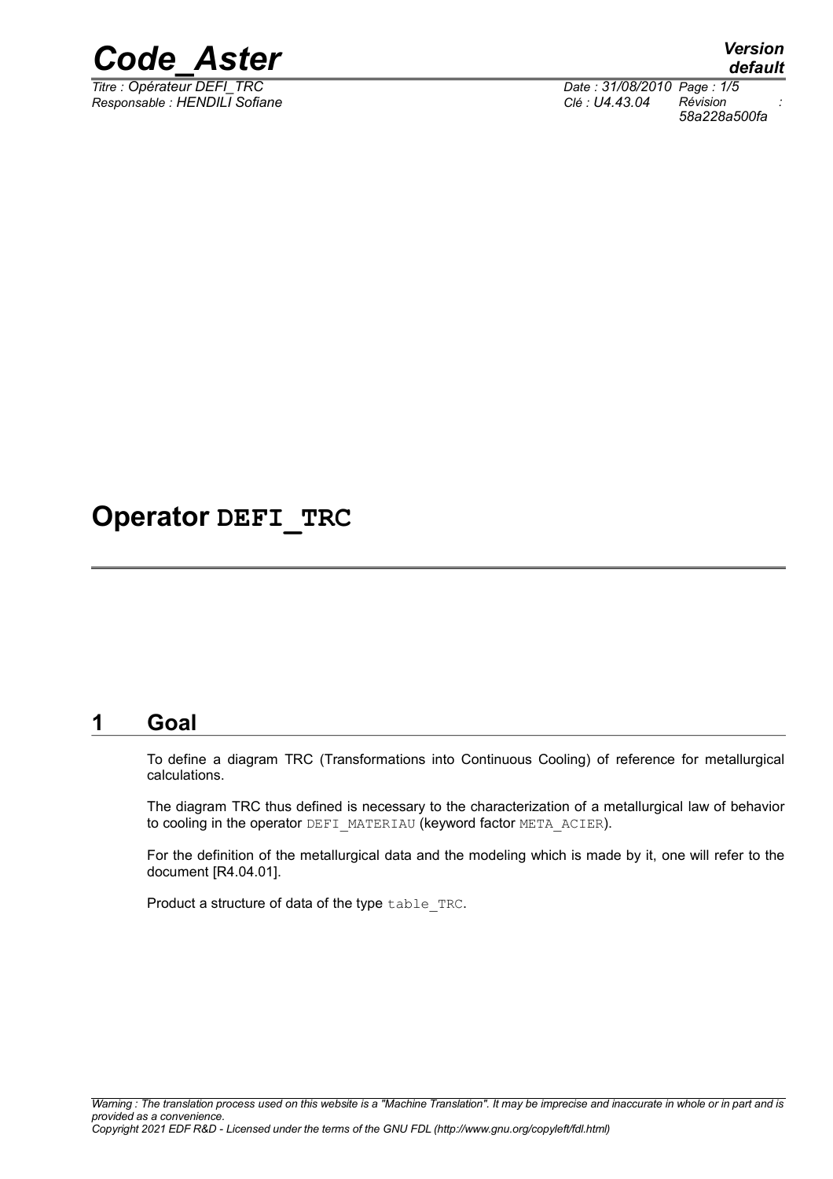# Operator DEFI_TRC

## 1 Goal

To define a diagram TRC (Transformations into Continuous Cooling) of reference for metallurgical calculations.

The diagram TRC thus defined is necessary to the characterization of a metallurgical law of behavior to cooling in the operator DEFI_MATERIAU (keyword factor META_ACIER).

For the definition of the metallurgical data and the modeling which is made by it, one will refer to the document [R4.04.01].

Product a structure of data of the type table_TRC.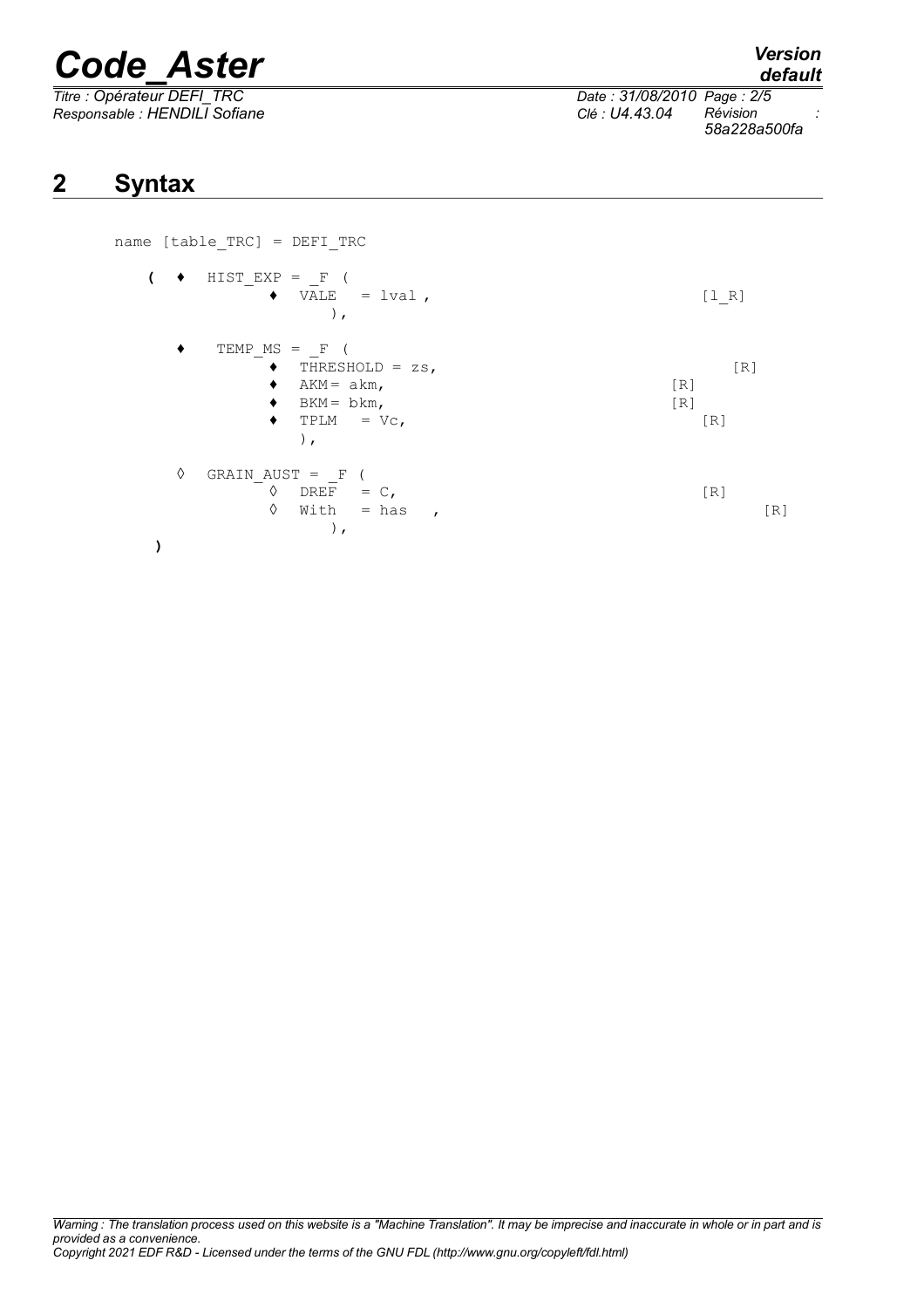## 2 Syntax

```
name [table_TRC] = DEFI_TRC

   (  ♦  HIST_EXP = _F (
              ♦  VALE   = lval ,                                    [l_R]
                    ),

      ♦   TEMP_MS = _F (
              ♦  THRESHOLD = zs,                                       [R]
              ♦  AKM= akm,                                      [R]
              ♦  BKM= bkm,                                      [R]
              ♦  TPLM   = Vc,                                       [R]
                 ),

      ◊  GRAIN_AUST = _F (
              ◊  DREF   = C,                                        [R]
              ◊  With   = has   ,                                          [R]
                    ),
   )
```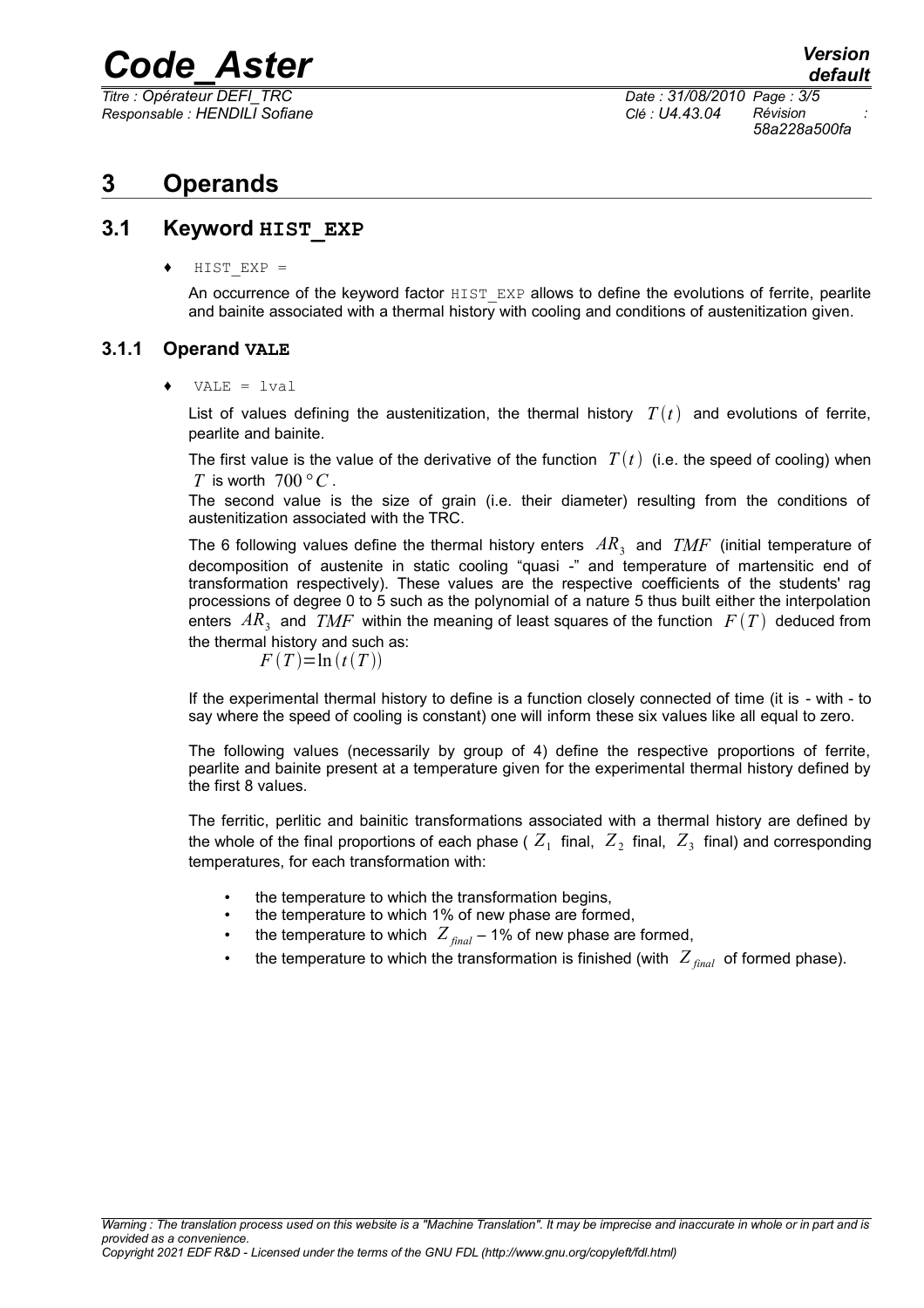# 3 Operands

## 3.1 Keyword HIST_EXP

♦ HIST_EXP =

An occurrence of the keyword factor HIST_EXP allows to define the evolutions of ferrite, pearlite and bainite associated with a thermal history with cooling and conditions of austenitization given.

### 3.1.1 Operand VALE

♦ VALE = lval

List of values defining the austenitization, the thermal history $T(t)$ and evolutions of ferrite, pearlite and bainite.

The first value is the value of the derivative of the function $T(t)$ (i.e. the speed of cooling) when $T$ is worth $700°C$.

The second value is the size of grain (i.e. their diameter) resulting from the conditions of austenitization associated with the TRC.

The 6 following values define the thermal history enters $AR_3$ and $TMF$ (initial temperature of decomposition of austenite in static cooling "quasi -" and temperature of martensitic end of transformation respectively). These values are the respective coefficients of the students' rag processions of degree 0 to 5 such as the polynomial of a nature 5 thus built either the interpolation enters $AR_3$ and $TMF$ within the meaning of least squares of the function $F(T)$ deduced from the thermal history and such as:

$$F(T)=\ln(t(T))$$

If the experimental thermal history to define is a function closely connected of time (it is - with - to say where the speed of cooling is constant) one will inform these six values like all equal to zero.

The following values (necessarily by group of 4) define the respective proportions of ferrite, pearlite and bainite present at a temperature given for the experimental thermal history defined by the first 8 values.

The ferritic, perlitic and bainitic transformations associated with a thermal history are defined by the whole of the final proportions of each phase ( $Z_1$ final, $Z_2$ final, $Z_3$ final) and corresponding temperatures, for each transformation with:

- the temperature to which the transformation begins,
- the temperature to which 1% of new phase are formed,
- the temperature to which $Z_{final}$ – 1% of new phase are formed,
- the temperature to which the transformation is finished (with $Z_{final}$ of formed phase).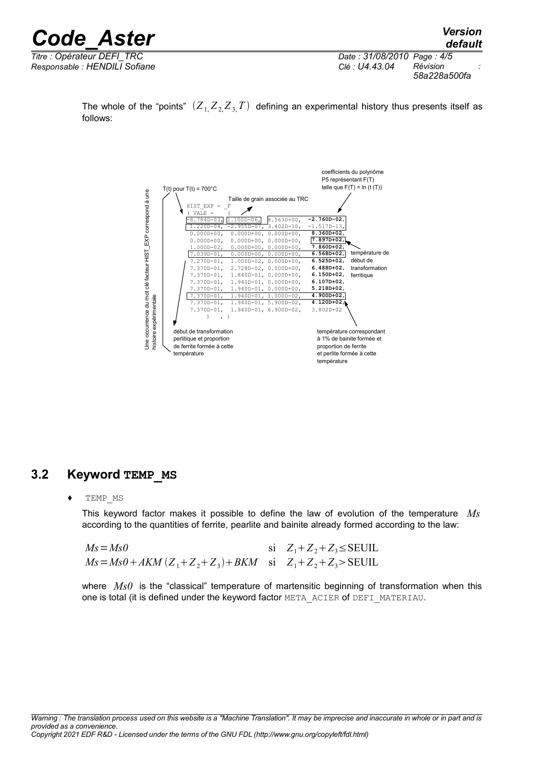The whole of the "points" $(Z_1, Z_2, Z_3, T)$ defining an experimental history thus presents itself as follows:

```
HIST_EXP = _F
( VALE =    (
-8.784D-03, 1.100D-06,  8.563D+00,  -2.760D-02,
 1.220D-04, -2.955D-07, 3.402D-10,  -1.517D-13,
 0.000D+00,  0.000D+00, 0.000D+00,   8.360D+02,
 0.000D+00,  0.000D+00, 0.000D+00,   7.897D+02,
 1.000D-02,  0.000D+00, 0.000D+00,   7.860D+02,
 7.039D-01,  0.000D+00, 0.000D+00,   6.568D+02,
 7.270D-01,  1.000D-02, 0.000D+00,   6.525D+02,
 7.370D-01,  2.728D-02, 0.000D+00,   6.488D+02,
 7.370D-01,  1.840D-01, 0.000D+00,   6.150D+02,
 7.370D-01,  1.940D-01, 0.000D+00,   6.107D+02,
 7.370D-01,  1.940D-01, 0.000D+00,   5.218D+02,
 7.370D-01,  1.940D-01, 1.000D-02,   4.900D+02,
 7.370D-01,  1.940D-01, 5.900D-02,   4.120D+02,
 7.370D-01,  1.940D-01, 6.900D-02,   3.802D+02
      )   , )
```

Annotations:

- Une occurrence du mot clé facteur HIST_EXP correspond à une histoire expérimentale
- $\dot{T}(t)$ pour $T(t) = 700°C$ (-8.784D-03)
- Taille de grain associée au TRC (1.100D-06)
- coefficients du polynôme P5 représentant F(T) telle que F(T) = ln (t (T)) (8.563D+00, -2.760D-02, 1.220D-04, -2.955D-07, 3.402D-10, -1.517D-13)
- température de début de transformation ferritique (7.897D+02)
- début de transformation perlitique et proportion de ferrite formée à cette température (7.039D-01, 6.568D+02)
- température correspondant à 1% de bainite formée et proportion de ferrite et perlite formée à cette température (7.370D-01, 1.940D-01, 1.000D-02, 4.900D+02)

## 3.2 Keyword TEMP_MS

♦ TEMP_MS

This keyword factor makes it possible to define the law of evolution of the temperature $Ms$ according to the quantities of ferrite, pearlite and bainite already formed according to the law:

$$Ms = Ms0 \quad \text{si} \quad Z_1 + Z_2 + Z_3 \leq \text{SEUIL}$$

$$Ms = Ms0 + AKM\,(Z_1 + Z_2 + Z_3) + BKM \quad \text{si} \quad Z_1 + Z_2 + Z_3 > \text{SEUIL}$$

where $Ms0$ is the "classical" temperature of martensitic beginning of transformation when this one is total (it is defined under the keyword factor META_ACIER of DEFI_MATERIAU.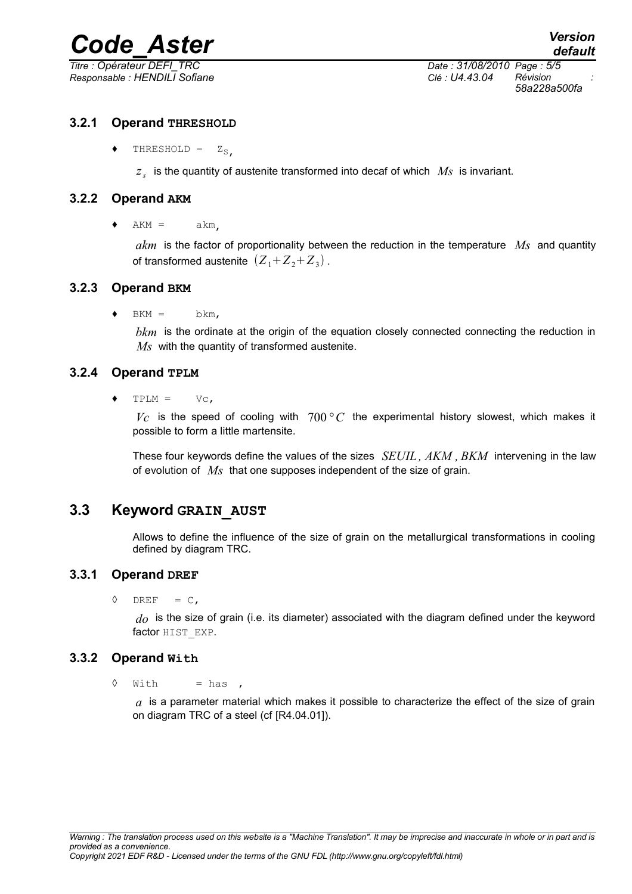### 3.2.1 Operand THRESHOLD

♦ `THRESHOLD = ZS,`

$z_s$ is the quantity of austenite transformed into decaf of which $Ms$ is invariant.

### 3.2.2 Operand AKM

♦ `AKM = akm,`

$akm$ is the factor of proportionality between the reduction in the temperature $Ms$ and quantity of transformed austenite $(Z_1+Z_2+Z_3)$.

### 3.2.3 Operand BKM

♦ `BKM = bkm,`

$bkm$ is the ordinate at the origin of the equation closely connected connecting the reduction in $Ms$ with the quantity of transformed austenite.

### 3.2.4 Operand TPLM

♦ `TPLM = Vc,`

$Vc$ is the speed of cooling with $700°C$ the experimental history slowest, which makes it possible to form a little martensite.

These four keywords define the values of the sizes $SEUIL, AKM, BKM$ intervening in the law of evolution of $Ms$ that one supposes independent of the size of grain.

## 3.3 Keyword GRAIN_AUST

Allows to define the influence of the size of grain on the metallurgical transformations in cooling defined by diagram TRC.

### 3.3.1 Operand DREF

◊ `DREF = C,`

$do$ is the size of grain (i.e. its diameter) associated with the diagram defined under the keyword factor `HIST_EXP`.

### 3.3.2 Operand With

◊ `With = has ,`

$a$ is a parameter material which makes it possible to characterize the effect of the size of grain on diagram TRC of a steel (cf [R4.04.01]).